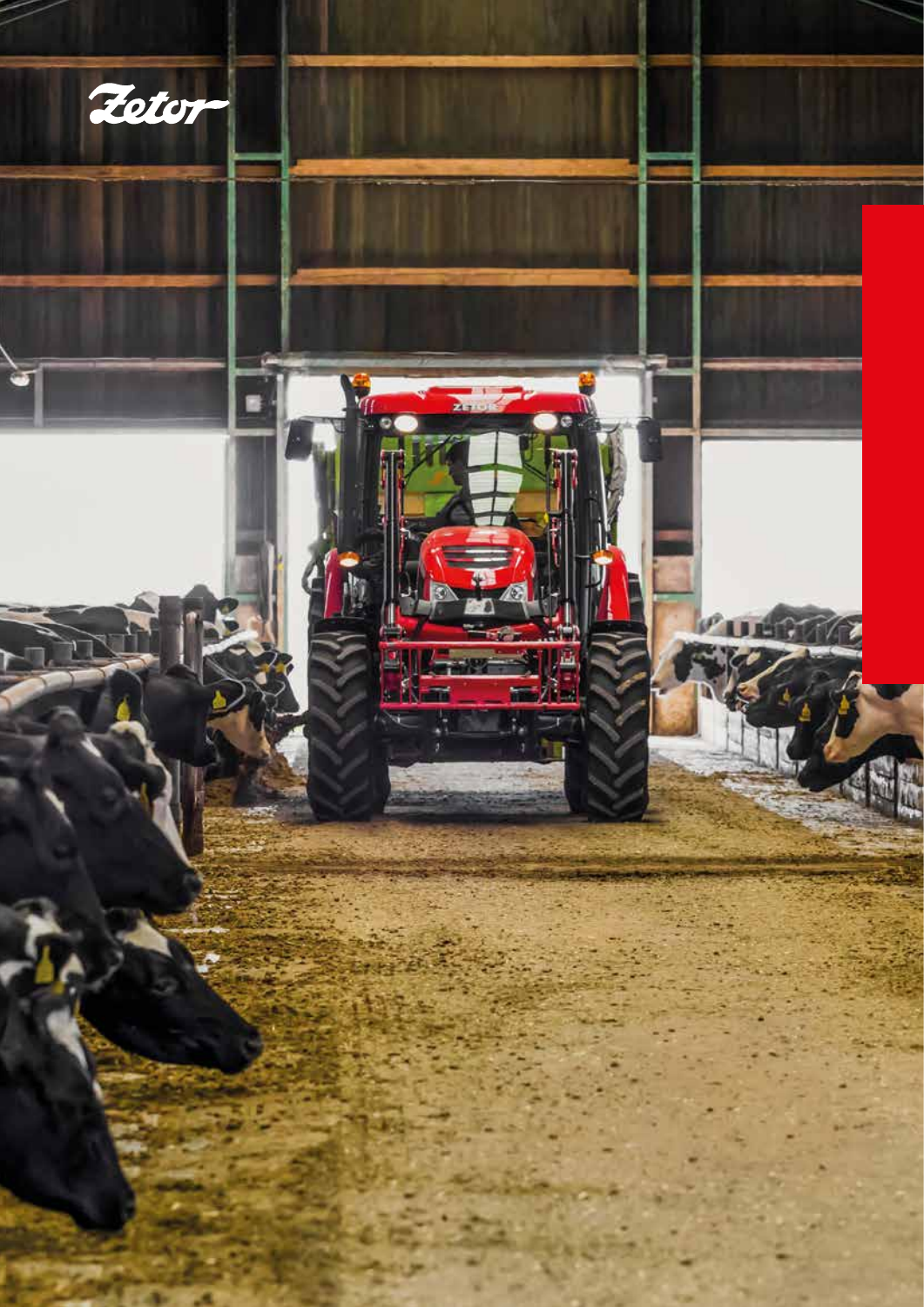Zetor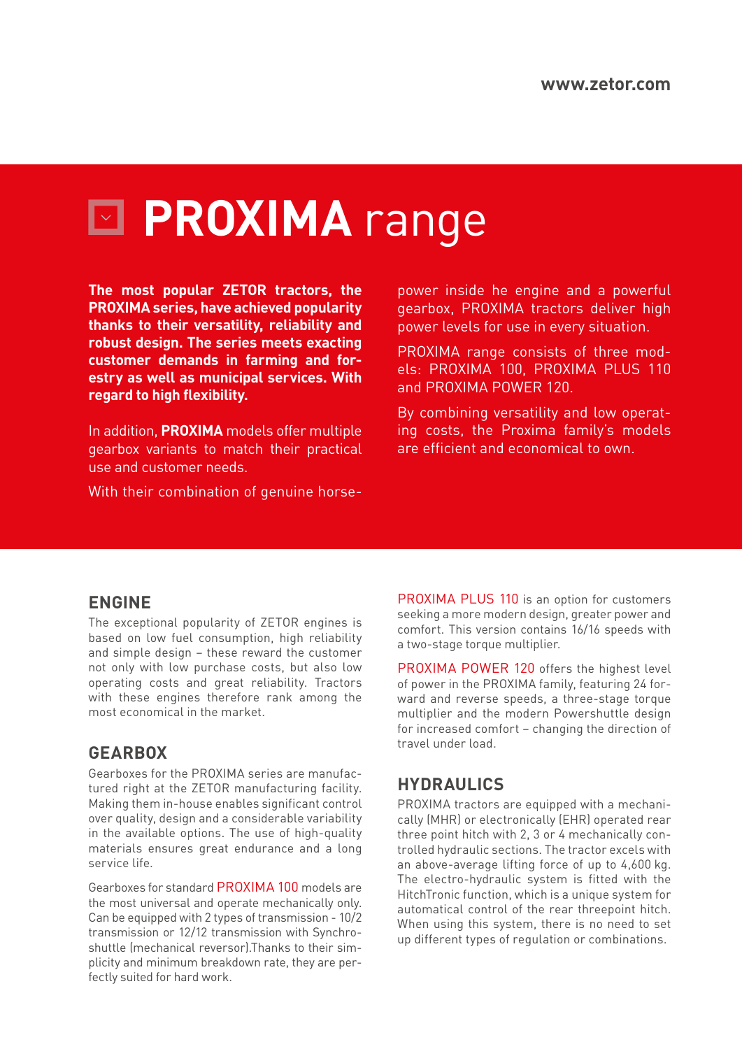# PROXIMA range

**The most popular ZETOR tractors, the PROXIMA series, have achieved popularity thanks to their versatility, reliability and robust design. The series meets exacting customer demands in farming and forestry as well as municipal services. With regard to high flexibility.**

In addition, **PROXIMA** models offer multiple gearbox variants to match their practical use and customer needs.

With their combination of genuine horsepower inside he engine and a powerful gearbox, PROXIMA tractors deliver high power levels for use in every situation.

PROXIMA range consists of three models: PROXIMA 100, PROXIMA PLUS 110 and PROXIMA POWER 120.

By combining versatility and low operating costs, the Proxima family's models are efficient and economical to own.

## ENGINE

The exceptional popularity of ZETOR engines is based on low fuel consumption, high reliability and simple design – these reward the customer not only with low purchase costs, but also low operating costs and great reliability. Tractors with these engines therefore rank among the most economical in the market.

## GEARBOX

Gearboxes for the PROXIMA series are manufactured right at the ZETOR manufacturing facility. Making them in-house enables significant control over quality, design and a considerable variability in the available options. The use of high-quality materials ensures great endurance and a long service life.

Gearboxes for standard PROXIMA 100 models are the most universal and operate mechanically only. Can be equipped with 2 types of transmission - 10/2 transmission or 12/12 transmission with Synchroshuttle (mechanical reversor).Thanks to their simplicity and minimum breakdown rate, they are perfectly suited for hard work.

PROXIMA PLUS 110 is an option for customers seeking a more modern design, greater power and comfort. This version contains 16/16 speeds with a two-stage torque multiplier.

PROXIMA POWER 120 offers the highest level of power in the PROXIMA family, featuring 24 forward and reverse speeds, a three-stage torque multiplier and the modern Powershuttle design for increased comfort – changing the direction of travel under load.

## HYDRAULICS

PROXIMA tractors are equipped with a mechanically (MHR) or electronically (EHR) operated rear three point hitch with 2, 3 or 4 mechanically controlled hydraulic sections. The tractor excels with an above-average lifting force of up to 4,600 kg. The electro-hydraulic system is fitted with the HitchTronic function, which is a unique system for automatical control of the rear threepoint hitch. When using this system, there is no need to set up different types of regulation or combinations.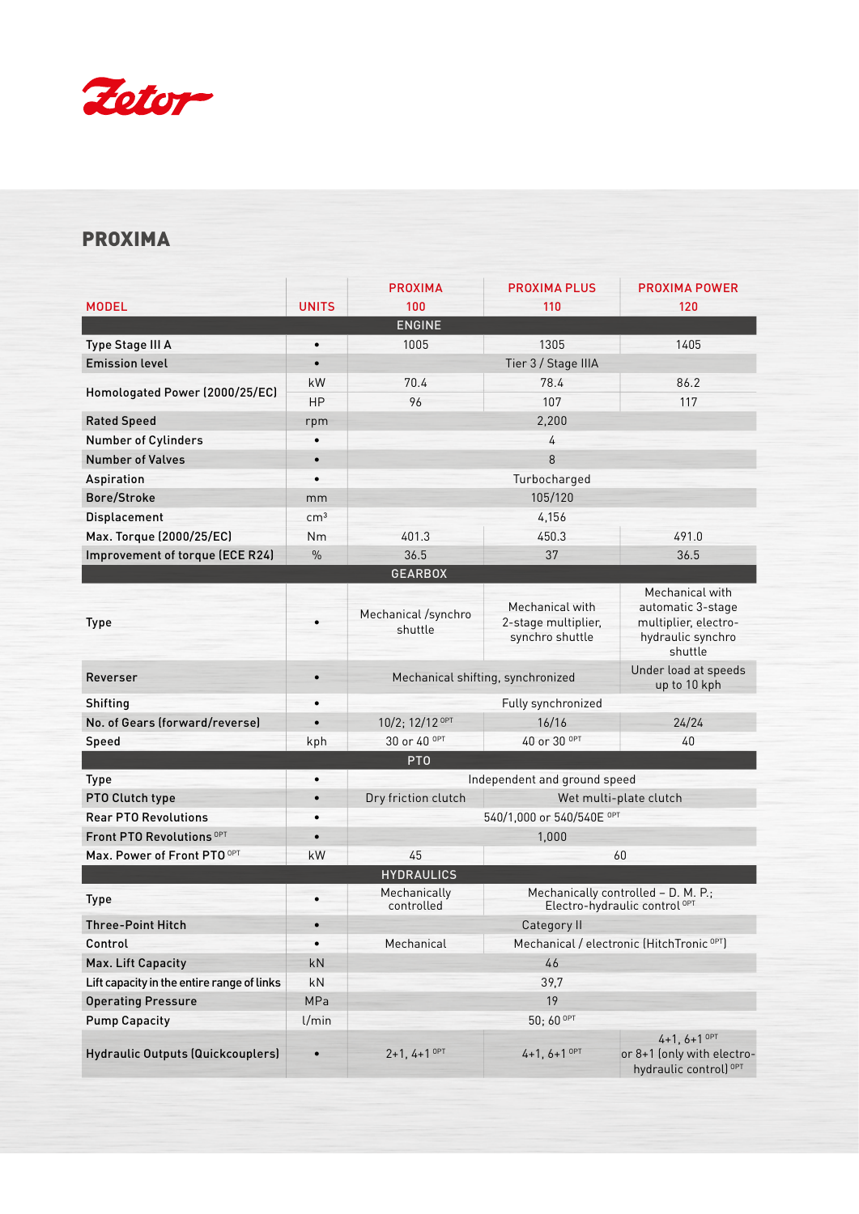Zetor

## PROXIMA

| MODEL | UNITS | PROXIMA 100 | PROXIMA PLUS 110 | PROXIMA POWER 120 |
|---|---|---|---|---|
| **ENGINE** | | | | |
| Type Stage III A | • | 1005 | 1305 | 1405 |
| Emission level | • | Tier 3 / Stage IIIA | | |
| Homologated Power (2000/25/EC) | kW | 70.4 | 78.4 | 86.2 |
| | HP | 96 | 107 | 117 |
| Rated Speed | rpm | 2,200 | | |
| Number of Cylinders | • | 4 | | |
| Number of Valves | • | 8 | | |
| Aspiration | • | Turbocharged | | |
| Bore/Stroke | mm | 105/120 | | |
| Displacement | cm³ | 4,156 | | |
| Max. Torque (2000/25/EC) | Nm | 401.3 | 450.3 | 491.0 |
| Improvement of torque (ECE R24) | % | 36.5 | 37 | 36.5 |
| **GEARBOX** | | | | |
| Type | • | Mechanical /synchro shuttle | Mechanical with 2-stage multiplier, synchro shuttle | Mechanical with automatic 3-stage multiplier, electro-hydraulic synchro shuttle |
| Reverser | • | Mechanical shifting, synchronized | | Under load at speeds up to 10 kph |
| Shifting | • | Fully synchronized | | |
| No. of Gears (forward/reverse) | • | 10/2; 12/12 OPT | 16/16 | 24/24 |
| Speed | kph | 30 or 40 OPT | 40 or 30 OPT | 40 |
| **PTO** | | | | |
| Type | • | Independent and ground speed | | |
| PTO Clutch type | • | Dry friction clutch | Wet multi-plate clutch | |
| Rear PTO Revolutions | • | 540/1,000 or 540/540E OPT | | |
| Front PTO Revolutions OPT | • | 1,000 | | |
| Max. Power of Front PTO OPT | kW | 45 | 60 | |
| **HYDRAULICS** | | | | |
| Type | • | Mechanically controlled | Mechanically controlled – D. M. P.; Electro-hydraulic control OPT | |
| Three-Point Hitch | • | Category II | | |
| Control | • | Mechanical | Mechanical / electronic (HitchTronic OPT) | |
| Max. Lift Capacity | kN | 46 | | |
| Lift capacity in the entire range of links | kN | 39,7 | | |
| Operating Pressure | MPa | 19 | | |
| Pump Capacity | l/min | 50; 60 OPT | | |
| Hydraulic Outputs (Quickcouplers) | • | 2+1, 4+1 OPT | 4+1, 6+1 OPT | 4+1, 6+1 OPT or 8+1 (only with electro-hydraulic control) OPT |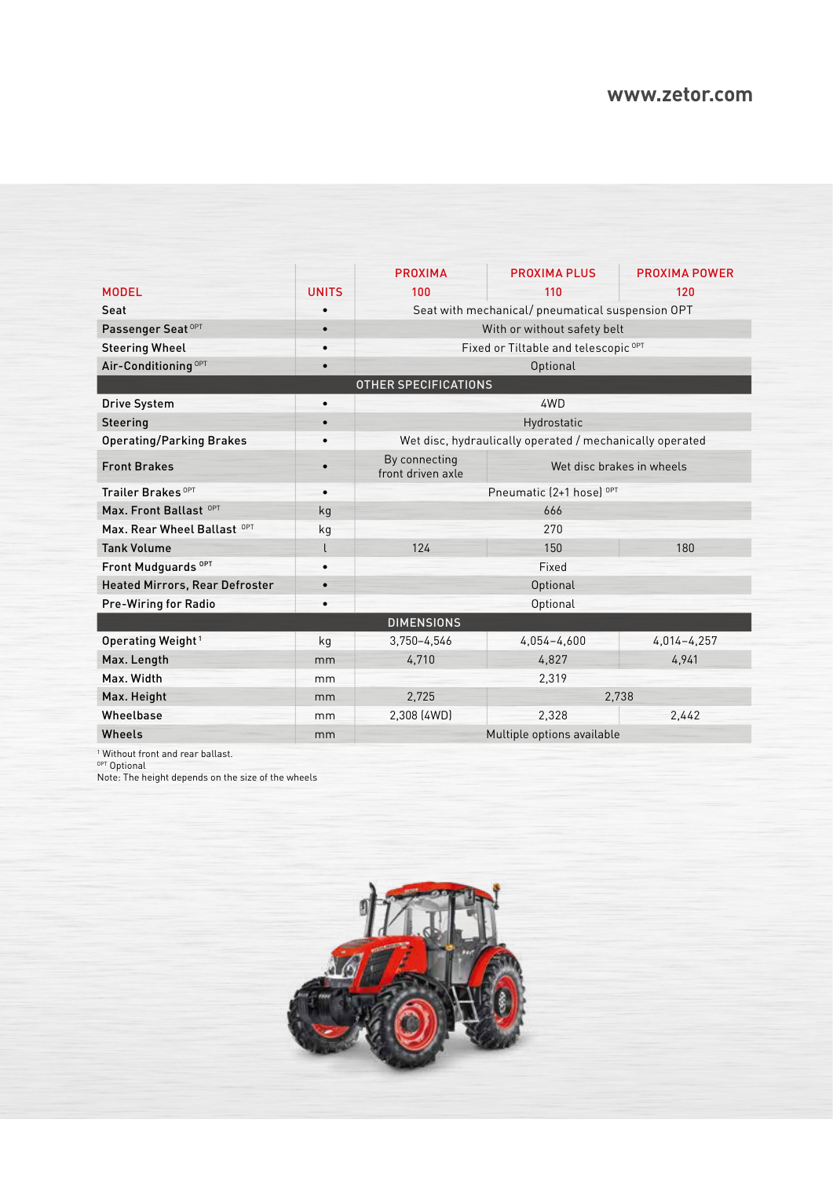www.zetor.com

| MODEL | UNITS | PROXIMA 100 | PROXIMA PLUS 110 | PROXIMA POWER 120 |
|---|---|---|---|---|
| Seat | • | Seat with mechanical/ pneumatical suspension OPT | | |
| Passenger Seat [OPT] | • | With or without safety belt | | |
| Steering Wheel | • | Fixed or Tiltable and telescopic [OPT] | | |
| Air-Conditioning [OPT] | • | Optional | | |
| OTHER SPECIFICATIONS | | | | |
| Drive System | • | 4WD | | |
| Steering | • | Hydrostatic | | |
| Operating/Parking Brakes | • | Wet disc, hydraulically operated / mechanically operated | | |
| Front Brakes | • | By connecting front driven axle | Wet disc brakes in wheels | |
| Trailer Brakes [OPT] | • | Pneumatic (2+1 hose) [OPT] | | |
| Max. Front Ballast [OPT] | kg | 666 | | |
| Max. Rear Wheel Ballast [OPT] | kg | 270 | | |
| Tank Volume | l | 124 | 150 | 180 |
| Front Mudguards [OPT] | • | Fixed | | |
| Heated Mirrors, Rear Defroster | • | Optional | | |
| Pre-Wiring for Radio | • | Optional | | |
| DIMENSIONS | | | | |
| Operating Weight [1] | kg | 3,750–4,546 | 4,054–4,600 | 4,014–4,257 |
| Max. Length | mm | 4,710 | 4,827 | 4,941 |
| Max. Width | mm | 2,319 | | |
| Max. Height | mm | 2,725 | 2,738 | |
| Wheelbase | mm | 2,308 (4WD) | 2,328 | 2,442 |
| Wheels | mm | Multiple options available | | |

[1] Without front and rear ballast.
[OPT] Optional
Note: The height depends on the size of the wheels